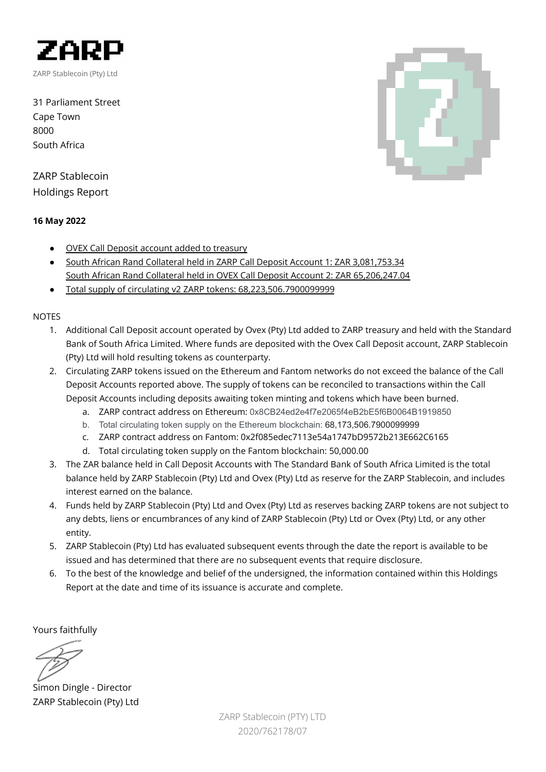# ZARP

ZARP Stablecoin (Pty) Ltd

31 Parliament Street
Cape Town
8000
South Africa

## ZARP Stablecoin Holdings Report

**16 May 2022**

- OVEX Call Deposit account added to treasury
- South African Rand Collateral held in ZARP Call Deposit Account 1: ZAR 3,081,753.34
  South African Rand Collateral held in OVEX Call Deposit Account 2: ZAR 65,206,247.04
- Total supply of circulating v2 ZARP tokens: 68,223,506.7900099999

NOTES

1. Additional Call Deposit account operated by Ovex (Pty) Ltd added to ZARP treasury and held with the Standard Bank of South Africa Limited. Where funds are deposited with the Ovex Call Deposit account, ZARP Stablecoin (Pty) Ltd will hold resulting tokens as counterparty.
2. Circulating ZARP tokens issued on the Ethereum and Fantom networks do not exceed the balance of the Call Deposit Accounts reported above. The supply of tokens can be reconciled to transactions within the Call Deposit Accounts including deposits awaiting token minting and tokens which have been burned.
   a. ZARP contract address on Ethereum: 0x8CB24ed2e4f7e2065f4eB2bE5f6B0064B1919850
   b. Total circulating token supply on the Ethereum blockchain: 68,173,506.7900099999
   c. ZARP contract address on Fantom: 0x2f085edec7113e54a1747bD9572b213E662C6165
   d. Total circulating token supply on the Fantom blockchain: 50,000.00
3. The ZAR balance held in Call Deposit Accounts with The Standard Bank of South Africa Limited is the total balance held by ZARP Stablecoin (Pty) Ltd and Ovex (Pty) Ltd as reserve for the ZARP Stablecoin, and includes interest earned on the balance.
4. Funds held by ZARP Stablecoin (Pty) Ltd and Ovex (Pty) Ltd as reserves backing ZARP tokens are not subject to any debts, liens or encumbrances of any kind of ZARP Stablecoin (Pty) Ltd or Ovex (Pty) Ltd, or any other entity.
5. ZARP Stablecoin (Pty) Ltd has evaluated subsequent events through the date the report is available to be issued and has determined that there are no subsequent events that require disclosure.
6. To the best of the knowledge and belief of the undersigned, the information contained within this Holdings Report at the date and time of its issuance is accurate and complete.

Yours faithfully

Simon Dingle - Director
ZARP Stablecoin (Pty) Ltd

ZARP Stablecoin (PTY) LTD
2020/762178/07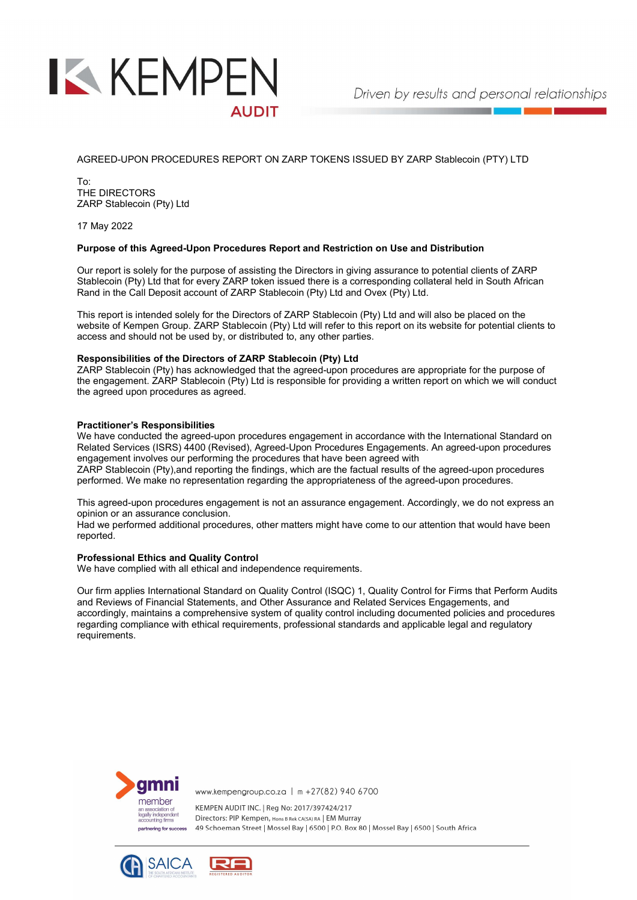AGREED-UPON PROCEDURES REPORT ON ZARP TOKENS ISSUED BY ZARP Stablecoin (PTY) LTD

To:
THE DIRECTORS
ZARP Stablecoin (Pty) Ltd

17 May 2022

**Purpose of this Agreed-Upon Procedures Report and Restriction on Use and Distribution**

Our report is solely for the purpose of assisting the Directors in giving assurance to potential clients of ZARP Stablecoin (Pty) Ltd that for every ZARP token issued there is a corresponding collateral held in South African Rand in the Call Deposit account of ZARP Stablecoin (Pty) Ltd and Ovex (Pty) Ltd.

This report is intended solely for the Directors of ZARP Stablecoin (Pty) Ltd and will also be placed on the website of Kempen Group. ZARP Stablecoin (Pty) Ltd will refer to this report on its website for potential clients to access and should not be used by, or distributed to, any other parties.

**Responsibilities of the Directors of ZARP Stablecoin (Pty) Ltd**
ZARP Stablecoin (Pty) has acknowledged that the agreed-upon procedures are appropriate for the purpose of the engagement. ZARP Stablecoin (Pty) Ltd is responsible for providing a written report on which we will conduct the agreed upon procedures as agreed.

**Practitioner's Responsibilities**
We have conducted the agreed-upon procedures engagement in accordance with the International Standard on Related Services (ISRS) 4400 (Revised), Agreed-Upon Procedures Engagements. An agreed-upon procedures engagement involves our performing the procedures that have been agreed with
ZARP Stablecoin (Pty),and reporting the findings, which are the factual results of the agreed-upon procedures performed. We make no representation regarding the appropriateness of the agreed-upon procedures.

This agreed-upon procedures engagement is not an assurance engagement. Accordingly, we do not express an opinion or an assurance conclusion.
Had we performed additional procedures, other matters might have come to our attention that would have been reported.

**Professional Ethics and Quality Control**
We have complied with all ethical and independence requirements.

Our firm applies International Standard on Quality Control (ISQC) 1, Quality Control for Firms that Perform Audits and Reviews of Financial Statements, and Other Assurance and Related Services Engagements, and accordingly, maintains a comprehensive system of quality control including documented policies and procedures regarding compliance with ethical requirements, professional standards and applicable legal and regulatory requirements.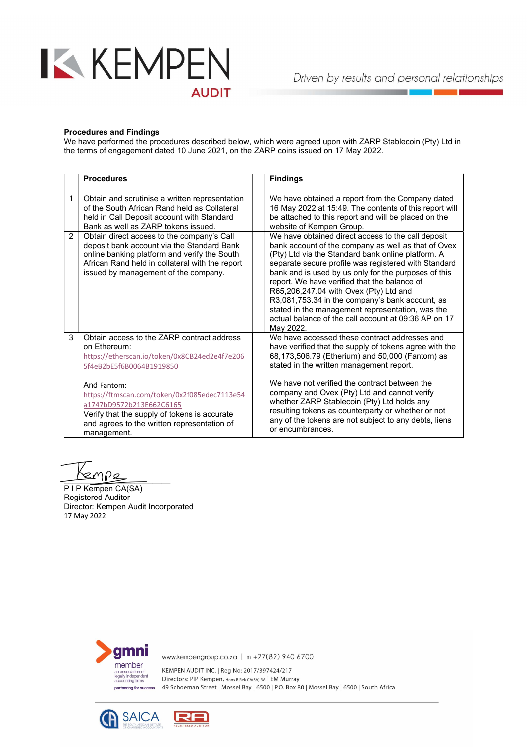**Procedures and Findings**

We have performed the procedures described below, which were agreed upon with ZARP Stablecoin (Pty) Ltd in the terms of engagement dated 10 June 2021, on the ZARP coins issued on 17 May 2022.

| | Procedures | | Findings |
|---|---|---|---|
| 1 | Obtain and scrutinise a written representation of the South African Rand held as Collateral held in Call Deposit account with Standard Bank as well as ZARP tokens issued. | | We have obtained a report from the Company dated 16 May 2022 at 15:49. The contents of this report will be attached to this report and will be placed on the website of Kempen Group. |
| 2 | Obtain direct access to the company's Call deposit bank account via the Standard Bank online banking platform and verify the South African Rand held in collateral with the report issued by management of the company. | | We have obtained direct access to the call deposit bank account of the company as well as that of Ovex (Pty) Ltd via the Standard bank online platform. A separate secure profile was registered with Standard bank and is used by us only for the purposes of this report. We have verified that the balance of R65,206,247.04 with Ovex (Pty) Ltd and R3,081,753.34 in the company's bank account, as stated in the management representation, was the actual balance of the call account at 09:36 AP on 17 May 2022. |
| 3 | Obtain access to the ZARP contract address on Ethereum: https://etherscan.io/token/0x8CB24ed2e4f7e2065f4eB2bE5f6B0064B1919850<br><br>And Fantom: https://ftmscan.com/token/0x2f085edec7113e54a1747bD9572b213E662C6165<br>Verify that the supply of tokens is accurate and agrees to the written representation of management. | | We have accessed these contract addresses and have verified that the supply of tokens agree with the 68,173,506.79 (Etherium) and 50,000 (Fantom) as stated in the written management report.<br><br>We have not verified the contract between the company and Ovex (Pty) Ltd and cannot verify whether ZARP Stablecoin (Pty) Ltd holds any resulting tokens as counterparty or whether or not any of the tokens are not subject to any debts, liens or encumbrances. |

Kempe

P I P Kempen CA(SA)
Registered Auditor
Director: Kempen Audit Incorporated
17 May 2022

www.kempengroup.co.za | m +27(82) 940 6700

KEMPEN AUDIT INC. | Reg No: 2017/397424/217
Directors: PIP Kempen, Hons B Rek CA(SA) RA | EM Murray
49 Schoeman Street | Mossel Bay | 6500 | P.O. Box 80 | Mossel Bay | 6500 | South Africa